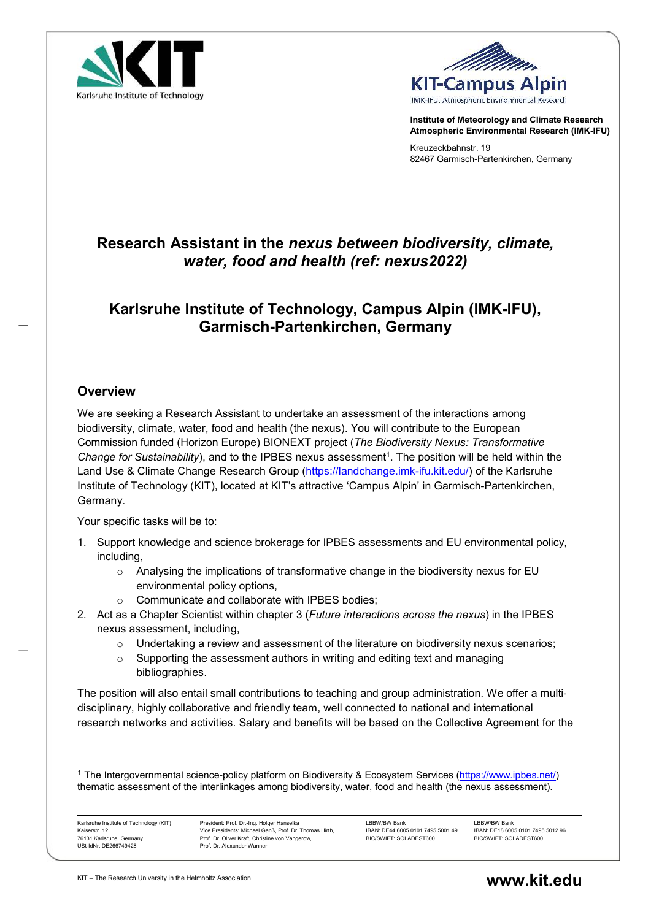Institute of Meteorology and Climate Research
Atmospheric Environmental Research (IMK-IFU)

Kreuzeckbahnstr. 19
82467 Garmisch-Partenkirchen, Germany

# Research Assistant in the *nexus between biodiversity, climate, water, food and health (ref: nexus2022)*

# Karlsruhe Institute of Technology, Campus Alpin (IMK-IFU), Garmisch-Partenkirchen, Germany

## Overview

We are seeking a Research Assistant to undertake an assessment of the interactions among biodiversity, climate, water, food and health (the nexus). You will contribute to the European Commission funded (Horizon Europe) BIONEXT project (*The Biodiversity Nexus: Transformative Change for Sustainability*), and to the IPBES nexus assessment[1]. The position will be held within the Land Use & Climate Change Research Group (https://landchange.imk-ifu.kit.edu/) of the Karlsruhe Institute of Technology (KIT), located at KIT's attractive 'Campus Alpin' in Garmisch-Partenkirchen, Germany.

Your specific tasks will be to:

1. Support knowledge and science brokerage for IPBES assessments and EU environmental policy, including,
   - Analysing the implications of transformative change in the biodiversity nexus for EU environmental policy options,
   - Communicate and collaborate with IPBES bodies;
2. Act as a Chapter Scientist within chapter 3 (*Future interactions across the nexus*) in the IPBES nexus assessment, including,
   - Undertaking a review and assessment of the literature on biodiversity nexus scenarios;
   - Supporting the assessment authors in writing and editing text and managing bibliographies.

The position will also entail small contributions to teaching and group administration. We offer a multi-disciplinary, highly collaborative and friendly team, well connected to national and international research networks and activities. Salary and benefits will be based on the Collective Agreement for the

[1] The Intergovernmental science-policy platform on Biodiversity & Ecosystem Services (https://www.ipbes.net/) thematic assessment of the interlinkages among biodiversity, water, food and health (the nexus assessment).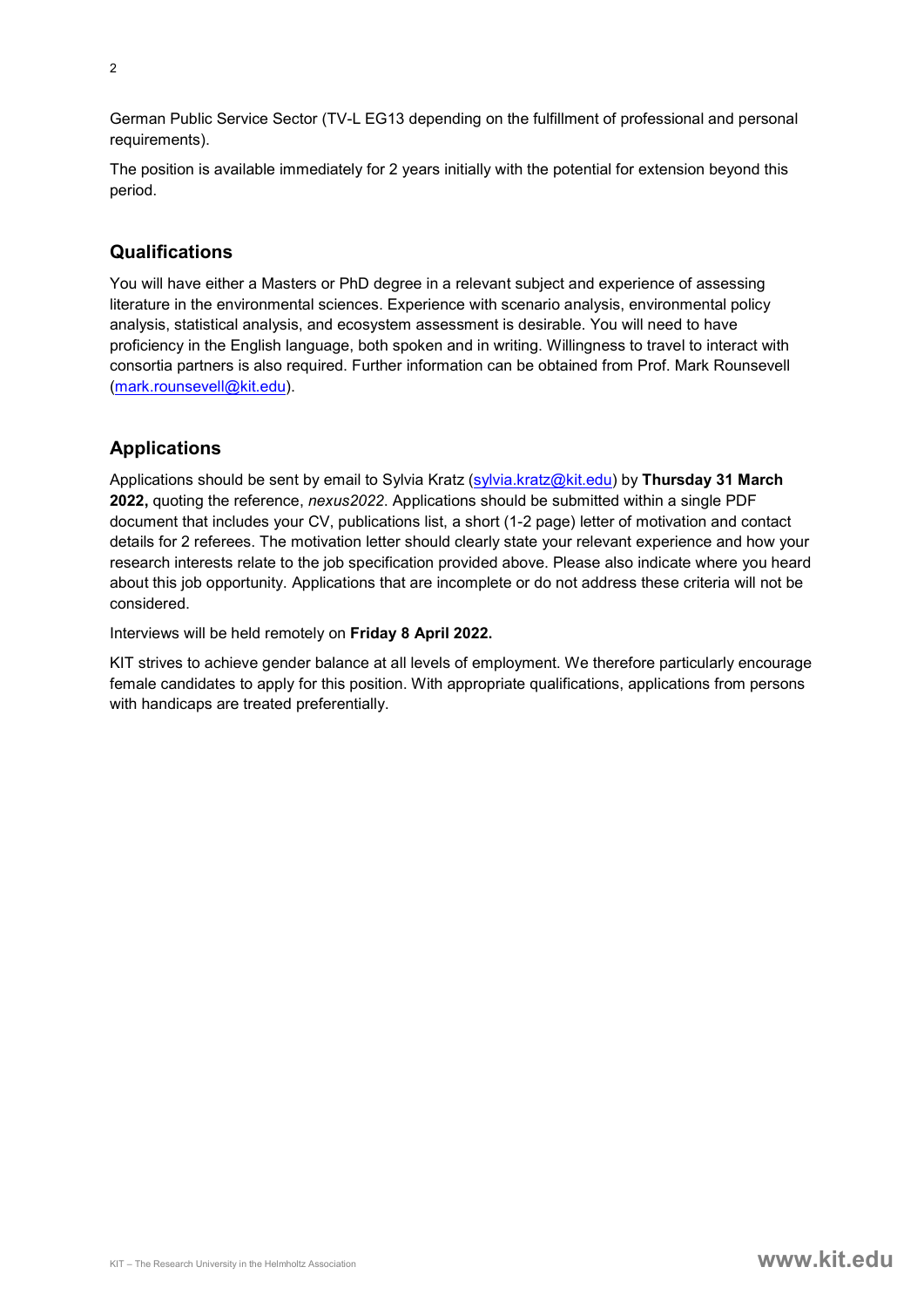German Public Service Sector (TV-L EG13 depending on the fulfillment of professional and personal requirements).

The position is available immediately for 2 years initially with the potential for extension beyond this period.

## Qualifications

You will have either a Masters or PhD degree in a relevant subject and experience of assessing literature in the environmental sciences. Experience with scenario analysis, environmental policy analysis, statistical analysis, and ecosystem assessment is desirable. You will need to have proficiency in the English language, both spoken and in writing. Willingness to travel to interact with consortia partners is also required. Further information can be obtained from Prof. Mark Rounsevell (mark.rounsevell@kit.edu).

## Applications

Applications should be sent by email to Sylvia Kratz (sylvia.kratz@kit.edu) by **Thursday 31 March 2022,** quoting the reference, *nexus2022*. Applications should be submitted within a single PDF document that includes your CV, publications list, a short (1-2 page) letter of motivation and contact details for 2 referees. The motivation letter should clearly state your relevant experience and how your research interests relate to the job specification provided above. Please also indicate where you heard about this job opportunity. Applications that are incomplete or do not address these criteria will not be considered.

Interviews will be held remotely on **Friday 8 April 2022.**

KIT strives to achieve gender balance at all levels of employment. We therefore particularly encourage female candidates to apply for this position. With appropriate qualifications, applications from persons with handicaps are treated preferentially.